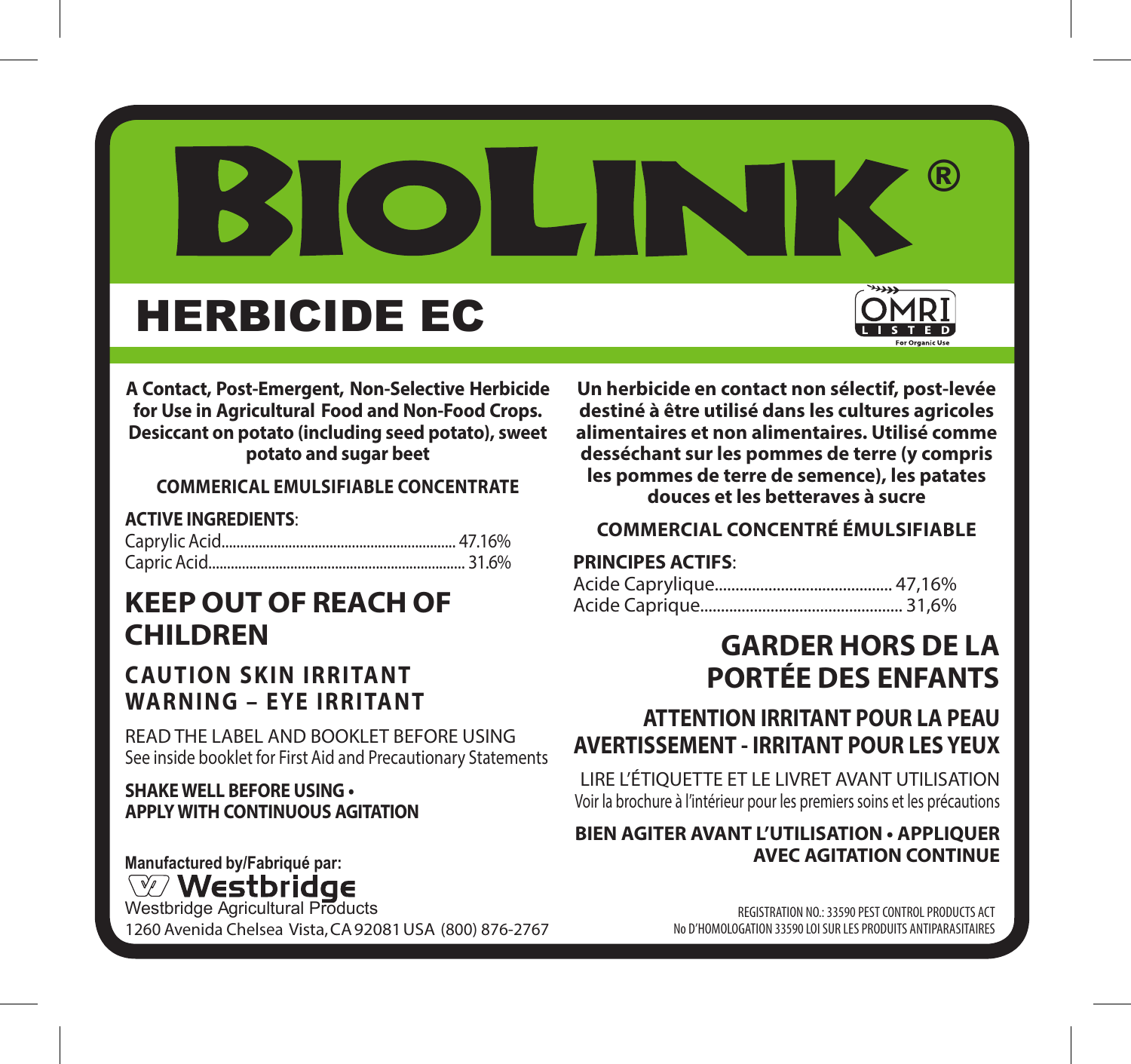# BIOLINK®

## HERBICIDE EC

OMRI LISTED For Organic Use

**A Contact, Post-Emergent, Non-Selective Herbicide for Use in Agricultural Food and Non-Food Crops. Desiccant on potato (including seed potato), sweet potato and sugar beet**

**COMMERICAL EMULSIFIABLE CONCENTRATE**

**ACTIVE INGREDIENTS**:

Caprylic Acid........................................ 47.16%
Capric Acid........................................... 31.6%

## KEEP OUT OF REACH OF CHILDREN

### CAUTION SKIN IRRITANT
### WARNING – EYE IRRITANT

READ THE LABEL AND BOOKLET BEFORE USING
See inside booklet for First Aid and Precautionary Statements

**SHAKE WELL BEFORE USING •**
**APPLY WITH CONTINUOUS AGITATION**

**Manufactured by/Fabriqué par:**
Westbridge
Westbridge Agricultural Products
1260 Avenida Chelsea Vista, CA 92081 USA (800) 876-2767

**Un herbicide en contact non sélectif, post-levée destiné à être utilisé dans les cultures agricoles alimentaires et non alimentaires. Utilisé comme desséchant sur les pommes de terre (y compris les pommes de terre de semence), les patates douces et les betteraves à sucre**

**COMMERCIAL CONCENTRÉ ÉMULSIFIABLE**

**PRINCIPES ACTIFS**:

Acide Caprylique........................................ 47,16%
Acide Caprique........................................... 31,6%

## GARDER HORS DE LA PORTÉE DES ENFANTS

### ATTENTION IRRITANT POUR LA PEAU
### AVERTISSEMENT - IRRITANT POUR LES YEUX

LIRE L'ÉTIQUETTE ET LE LIVRET AVANT UTILISATION
Voir la brochure à l'intérieur pour les premiers soins et les précautions

**BIEN AGITER AVANT L'UTILISATION • APPLIQUER AVEC AGITATION CONTINUE**

REGISTRATION NO.: 33590 PEST CONTROL PRODUCTS ACT
No D'HOMOLOGATION 33590 LOI SUR LES PRODUITS ANTIPARASITAIRES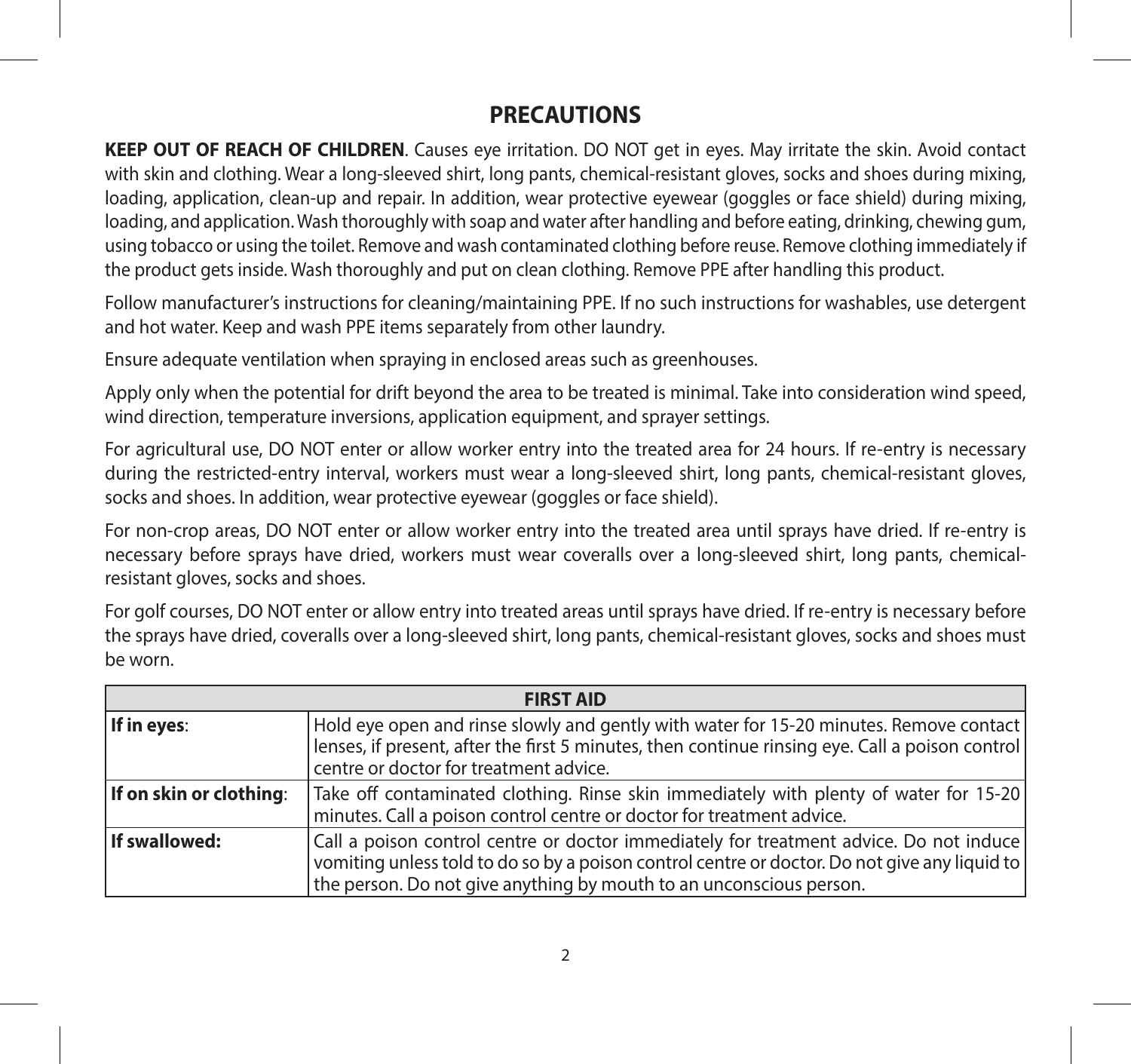## PRECAUTIONS

**KEEP OUT OF REACH OF CHILDREN**. Causes eye irritation. DO NOT get in eyes. May irritate the skin. Avoid contact with skin and clothing. Wear a long-sleeved shirt, long pants, chemical-resistant gloves, socks and shoes during mixing, loading, application, clean-up and repair. In addition, wear protective eyewear (goggles or face shield) during mixing, loading, and application. Wash thoroughly with soap and water after handling and before eating, drinking, chewing gum, using tobacco or using the toilet. Remove and wash contaminated clothing before reuse. Remove clothing immediately if the product gets inside. Wash thoroughly and put on clean clothing. Remove PPE after handling this product.

Follow manufacturer's instructions for cleaning/maintaining PPE. If no such instructions for washables, use detergent and hot water. Keep and wash PPE items separately from other laundry.

Ensure adequate ventilation when spraying in enclosed areas such as greenhouses.

Apply only when the potential for drift beyond the area to be treated is minimal. Take into consideration wind speed, wind direction, temperature inversions, application equipment, and sprayer settings.

For agricultural use, DO NOT enter or allow worker entry into the treated area for 24 hours. If re-entry is necessary during the restricted-entry interval, workers must wear a long-sleeved shirt, long pants, chemical-resistant gloves, socks and shoes. In addition, wear protective eyewear (goggles or face shield).

For non-crop areas, DO NOT enter or allow worker entry into the treated area until sprays have dried. If re-entry is necessary before sprays have dried, workers must wear coveralls over a long-sleeved shirt, long pants, chemical-resistant gloves, socks and shoes.

For golf courses, DO NOT enter or allow entry into treated areas until sprays have dried. If re-entry is necessary before the sprays have dried, coveralls over a long-sleeved shirt, long pants, chemical-resistant gloves, socks and shoes must be worn.

| **FIRST AID** | |
|---|---|
| **If in eyes**: | Hold eye open and rinse slowly and gently with water for 15-20 minutes. Remove contact lenses, if present, after the first 5 minutes, then continue rinsing eye. Call a poison control centre or doctor for treatment advice. |
| **If on skin or clothing**: | Take off contaminated clothing. Rinse skin immediately with plenty of water for 15-20 minutes. Call a poison control centre or doctor for treatment advice. |
| **If swallowed:** | Call a poison control centre or doctor immediately for treatment advice. Do not induce vomiting unless told to do so by a poison control centre or doctor. Do not give any liquid to the person. Do not give anything by mouth to an unconscious person. |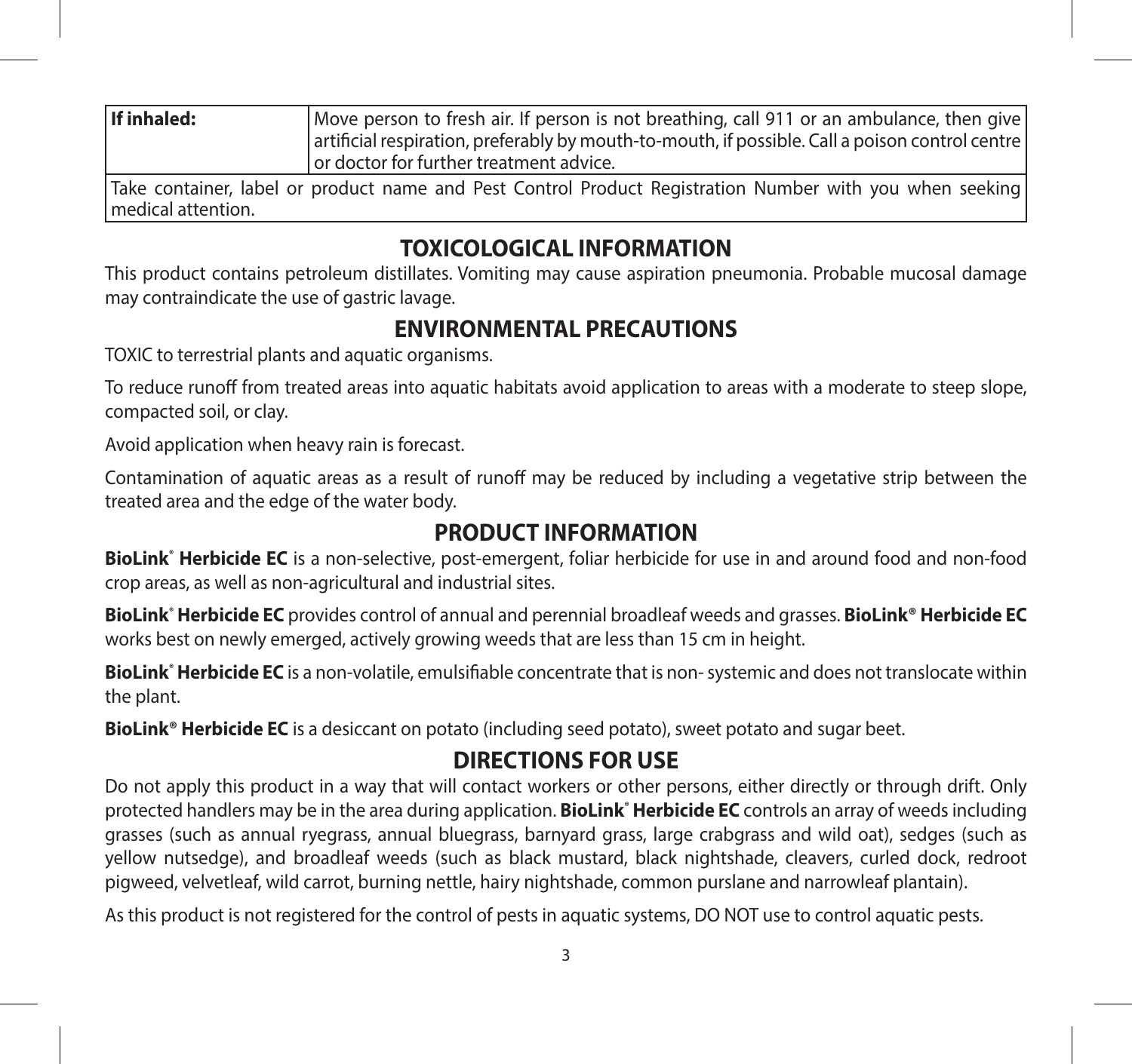| | |
|---|---|
| **If inhaled:** | Move person to fresh air. If person is not breathing, call 911 or an ambulance, then give artificial respiration, preferably by mouth-to-mouth, if possible. Call a poison control centre or doctor for further treatment advice. |
| Take container, label or product name and Pest Control Product Registration Number with you when seeking medical attention. | |

## TOXICOLOGICAL INFORMATION

This product contains petroleum distillates. Vomiting may cause aspiration pneumonia. Probable mucosal damage may contraindicate the use of gastric lavage.

## ENVIRONMENTAL PRECAUTIONS

TOXIC to terrestrial plants and aquatic organisms.

To reduce runoff from treated areas into aquatic habitats avoid application to areas with a moderate to steep slope, compacted soil, or clay.

Avoid application when heavy rain is forecast.

Contamination of aquatic areas as a result of runoff may be reduced by including a vegetative strip between the treated area and the edge of the water body.

## PRODUCT INFORMATION

**BioLink® Herbicide EC** is a non-selective, post-emergent, foliar herbicide for use in and around food and non-food crop areas, as well as non-agricultural and industrial sites.

**BioLink® Herbicide EC** provides control of annual and perennial broadleaf weeds and grasses. **BioLink® Herbicide EC** works best on newly emerged, actively growing weeds that are less than 15 cm in height.

**BioLink® Herbicide EC** is a non-volatile, emulsifiable concentrate that is non- systemic and does not translocate within the plant.

**BioLink® Herbicide EC** is a desiccant on potato (including seed potato), sweet potato and sugar beet.

## DIRECTIONS FOR USE

Do not apply this product in a way that will contact workers or other persons, either directly or through drift. Only protected handlers may be in the area during application. **BioLink® Herbicide EC** controls an array of weeds including grasses (such as annual ryegrass, annual bluegrass, barnyard grass, large crabgrass and wild oat), sedges (such as yellow nutsedge), and broadleaf weeds (such as black mustard, black nightshade, cleavers, curled dock, redroot pigweed, velvetleaf, wild carrot, burning nettle, hairy nightshade, common purslane and narrowleaf plantain).

As this product is not registered for the control of pests in aquatic systems, DO NOT use to control aquatic pests.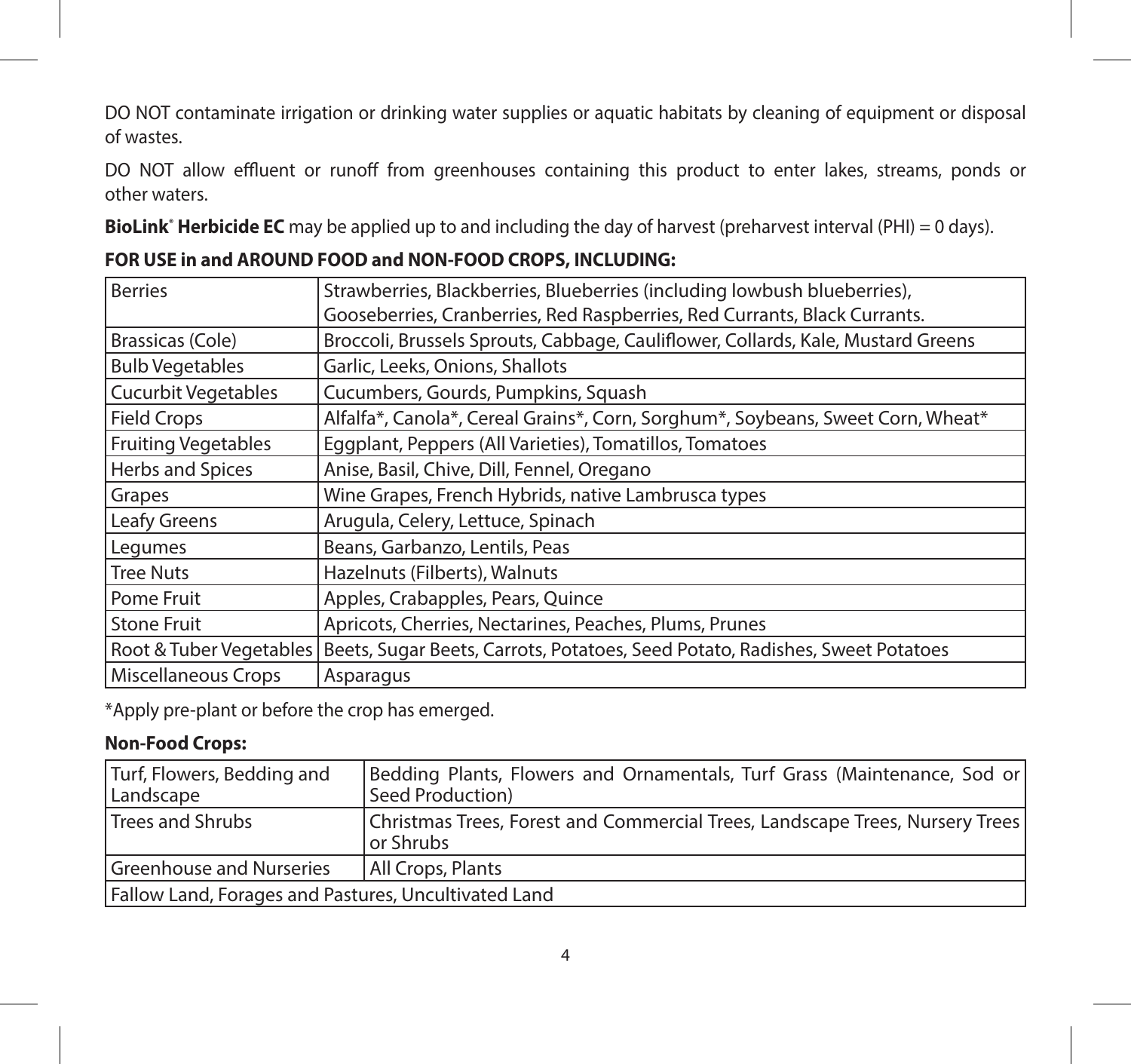DO NOT contaminate irrigation or drinking water supplies or aquatic habitats by cleaning of equipment or disposal of wastes.

DO NOT allow effluent or runoff from greenhouses containing this product to enter lakes, streams, ponds or other waters.

**BioLink® Herbicide EC** may be applied up to and including the day of harvest (preharvest interval (PHI) = 0 days).

**FOR USE in and AROUND FOOD and NON-FOOD CROPS, INCLUDING:**

| | |
|---|---|
| Berries | Strawberries, Blackberries, Blueberries (including lowbush blueberries), Gooseberries, Cranberries, Red Raspberries, Red Currants, Black Currants. |
| Brassicas (Cole) | Broccoli, Brussels Sprouts, Cabbage, Cauliflower, Collards, Kale, Mustard Greens |
| Bulb Vegetables | Garlic, Leeks, Onions, Shallots |
| Cucurbit Vegetables | Cucumbers, Gourds, Pumpkins, Squash |
| Field Crops | Alfalfa*, Canola*, Cereal Grains*, Corn, Sorghum*, Soybeans, Sweet Corn, Wheat* |
| Fruiting Vegetables | Eggplant, Peppers (All Varieties), Tomatillos, Tomatoes |
| Herbs and Spices | Anise, Basil, Chive, Dill, Fennel, Oregano |
| Grapes | Wine Grapes, French Hybrids, native Lambrusca types |
| Leafy Greens | Arugula, Celery, Lettuce, Spinach |
| Legumes | Beans, Garbanzo, Lentils, Peas |
| Tree Nuts | Hazelnuts (Filberts), Walnuts |
| Pome Fruit | Apples, Crabapples, Pears, Quince |
| Stone Fruit | Apricots, Cherries, Nectarines, Peaches, Plums, Prunes |
| Root & Tuber Vegetables | Beets, Sugar Beets, Carrots, Potatoes, Seed Potato, Radishes, Sweet Potatoes |
| Miscellaneous Crops | Asparagus |

*Apply pre-plant or before the crop has emerged.

**Non-Food Crops:**

| | |
|---|---|
| Turf, Flowers, Bedding and Landscape | Bedding Plants, Flowers and Ornamentals, Turf Grass (Maintenance, Sod or Seed Production) |
| Trees and Shrubs | Christmas Trees, Forest and Commercial Trees, Landscape Trees, Nursery Trees or Shrubs |
| Greenhouse and Nurseries | All Crops, Plants |
| Fallow Land, Forages and Pastures, Uncultivated Land | |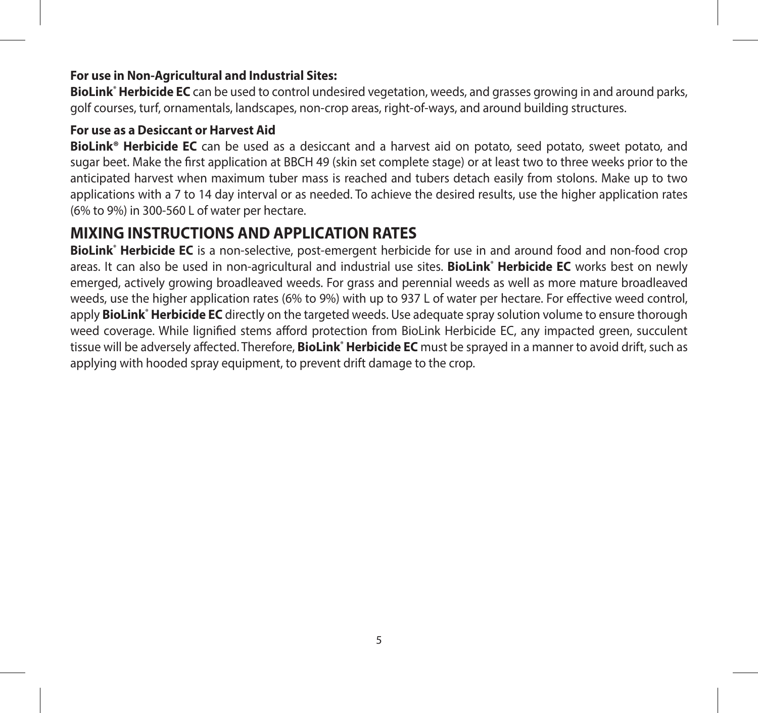**For use in Non-Agricultural and Industrial Sites:**

**BioLink® Herbicide EC** can be used to control undesired vegetation, weeds, and grasses growing in and around parks, golf courses, turf, ornamentals, landscapes, non-crop areas, right-of-ways, and around building structures.

**For use as a Desiccant or Harvest Aid**

**BioLink® Herbicide EC** can be used as a desiccant and a harvest aid on potato, seed potato, sweet potato, and sugar beet. Make the first application at BBCH 49 (skin set complete stage) or at least two to three weeks prior to the anticipated harvest when maximum tuber mass is reached and tubers detach easily from stolons. Make up to two applications with a 7 to 14 day interval or as needed. To achieve the desired results, use the higher application rates (6% to 9%) in 300-560 L of water per hectare.

## MIXING INSTRUCTIONS AND APPLICATION RATES

**BioLink® Herbicide EC** is a non-selective, post-emergent herbicide for use in and around food and non-food crop areas. It can also be used in non-agricultural and industrial use sites. **BioLink® Herbicide EC** works best on newly emerged, actively growing broadleaved weeds. For grass and perennial weeds as well as more mature broadleaved weeds, use the higher application rates (6% to 9%) with up to 937 L of water per hectare. For effective weed control, apply **BioLink® Herbicide EC** directly on the targeted weeds. Use adequate spray solution volume to ensure thorough weed coverage. While lignified stems afford protection from BioLink Herbicide EC, any impacted green, succulent tissue will be adversely affected. Therefore, **BioLink® Herbicide EC** must be sprayed in a manner to avoid drift, such as applying with hooded spray equipment, to prevent drift damage to the crop.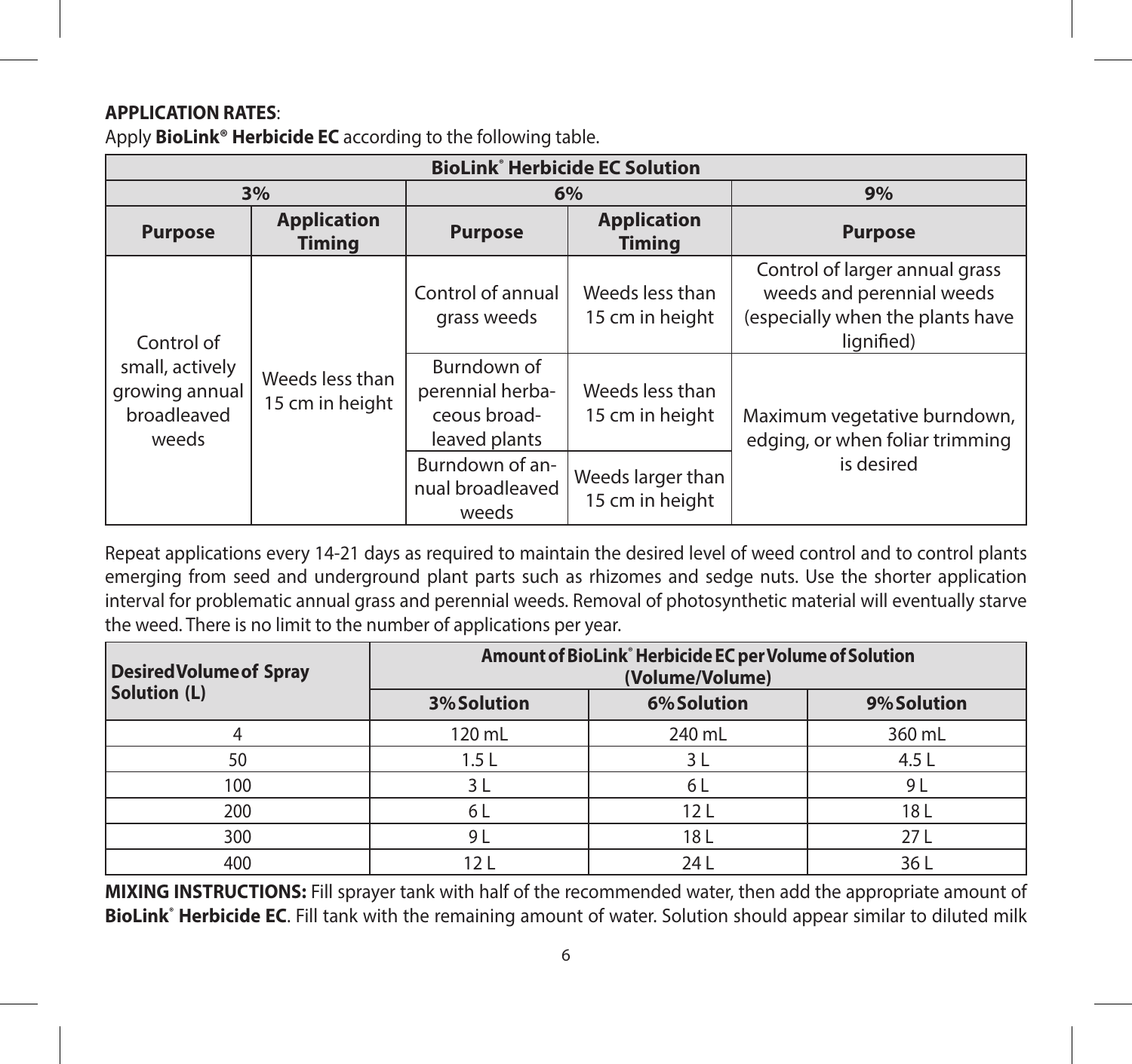**APPLICATION RATES**:

Apply **BioLink® Herbicide EC** according to the following table.

| BioLink® Herbicide EC Solution | | | | |
|---|---|---|---|---|
| 3% | | 6% | | 9% |
| **Purpose** | **Application Timing** | **Purpose** | **Application Timing** | **Purpose** |
| Control of small, actively growing annual broadleaved weeds | Weeds less than 15 cm in height | Control of annual grass weeds | Weeds less than 15 cm in height | Control of larger annual grass weeds and perennial weeds (especially when the plants have lignified) |
| | | Burndown of perennial herbaceous broadleaved plants | Weeds less than 15 cm in height | Maximum vegetative burndown, edging, or when foliar trimming is desired |
| | | Burndown of annual broadleaved weeds | Weeds larger than 15 cm in height | |

Repeat applications every 14-21 days as required to maintain the desired level of weed control and to control plants emerging from seed and underground plant parts such as rhizomes and sedge nuts. Use the shorter application interval for problematic annual grass and perennial weeds. Removal of photosynthetic material will eventually starve the weed. There is no limit to the number of applications per year.

| Desired Volume of Spray Solution (L) | Amount of BioLink® Herbicide EC per Volume of Solution (Volume/Volume) | | |
|---|---|---|---|
| | **3% Solution** | **6% Solution** | **9% Solution** |
| 4 | 120 mL | 240 mL | 360 mL |
| 50 | 1.5 L | 3 L | 4.5 L |
| 100 | 3 L | 6 L | 9 L |
| 200 | 6 L | 12 L | 18 L |
| 300 | 9 L | 18 L | 27 L |
| 400 | 12 L | 24 L | 36 L |

**MIXING INSTRUCTIONS:** Fill sprayer tank with half of the recommended water, then add the appropriate amount of **BioLink® Herbicide EC**. Fill tank with the remaining amount of water. Solution should appear similar to diluted milk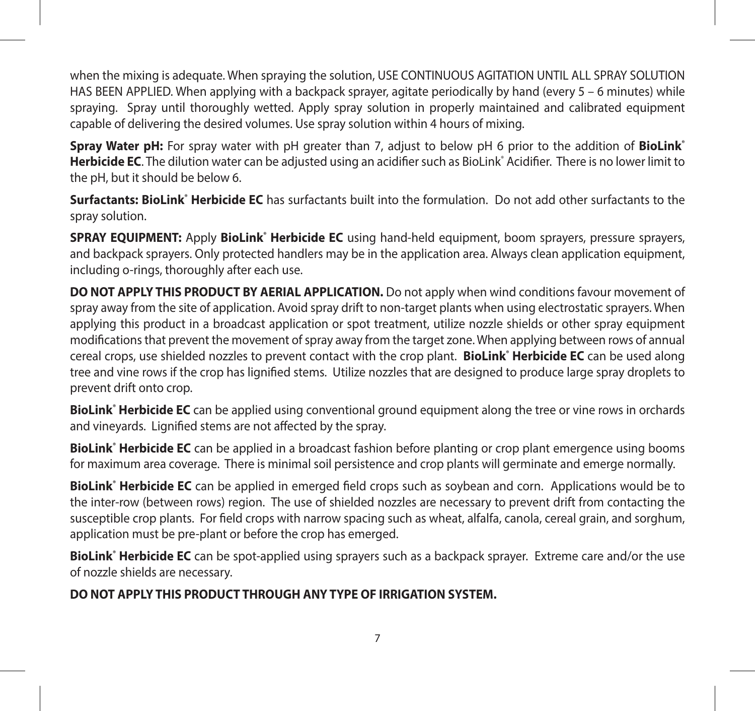when the mixing is adequate. When spraying the solution, USE CONTINUOUS AGITATION UNTIL ALL SPRAY SOLUTION HAS BEEN APPLIED. When applying with a backpack sprayer, agitate periodically by hand (every 5 – 6 minutes) while spraying. Spray until thoroughly wetted. Apply spray solution in properly maintained and calibrated equipment capable of delivering the desired volumes. Use spray solution within 4 hours of mixing.

**Spray Water pH:** For spray water with pH greater than 7, adjust to below pH 6 prior to the addition of **BioLink® Herbicide EC**. The dilution water can be adjusted using an acidifier such as BioLink® Acidifier. There is no lower limit to the pH, but it should be below 6.

**Surfactants: BioLink® Herbicide EC** has surfactants built into the formulation. Do not add other surfactants to the spray solution.

**SPRAY EQUIPMENT:** Apply **BioLink® Herbicide EC** using hand-held equipment, boom sprayers, pressure sprayers, and backpack sprayers. Only protected handlers may be in the application area. Always clean application equipment, including o-rings, thoroughly after each use.

**DO NOT APPLY THIS PRODUCT BY AERIAL APPLICATION.** Do not apply when wind conditions favour movement of spray away from the site of application. Avoid spray drift to non-target plants when using electrostatic sprayers. When applying this product in a broadcast application or spot treatment, utilize nozzle shields or other spray equipment modifications that prevent the movement of spray away from the target zone. When applying between rows of annual cereal crops, use shielded nozzles to prevent contact with the crop plant. **BioLink® Herbicide EC** can be used along tree and vine rows if the crop has lignified stems. Utilize nozzles that are designed to produce large spray droplets to prevent drift onto crop.

**BioLink® Herbicide EC** can be applied using conventional ground equipment along the tree or vine rows in orchards and vineyards. Lignified stems are not affected by the spray.

**BioLink® Herbicide EC** can be applied in a broadcast fashion before planting or crop plant emergence using booms for maximum area coverage. There is minimal soil persistence and crop plants will germinate and emerge normally.

**BioLink® Herbicide EC** can be applied in emerged field crops such as soybean and corn. Applications would be to the inter-row (between rows) region. The use of shielded nozzles are necessary to prevent drift from contacting the susceptible crop plants. For field crops with narrow spacing such as wheat, alfalfa, canola, cereal grain, and sorghum, application must be pre-plant or before the crop has emerged.

**BioLink® Herbicide EC** can be spot-applied using sprayers such as a backpack sprayer. Extreme care and/or the use of nozzle shields are necessary.

**DO NOT APPLY THIS PRODUCT THROUGH ANY TYPE OF IRRIGATION SYSTEM.**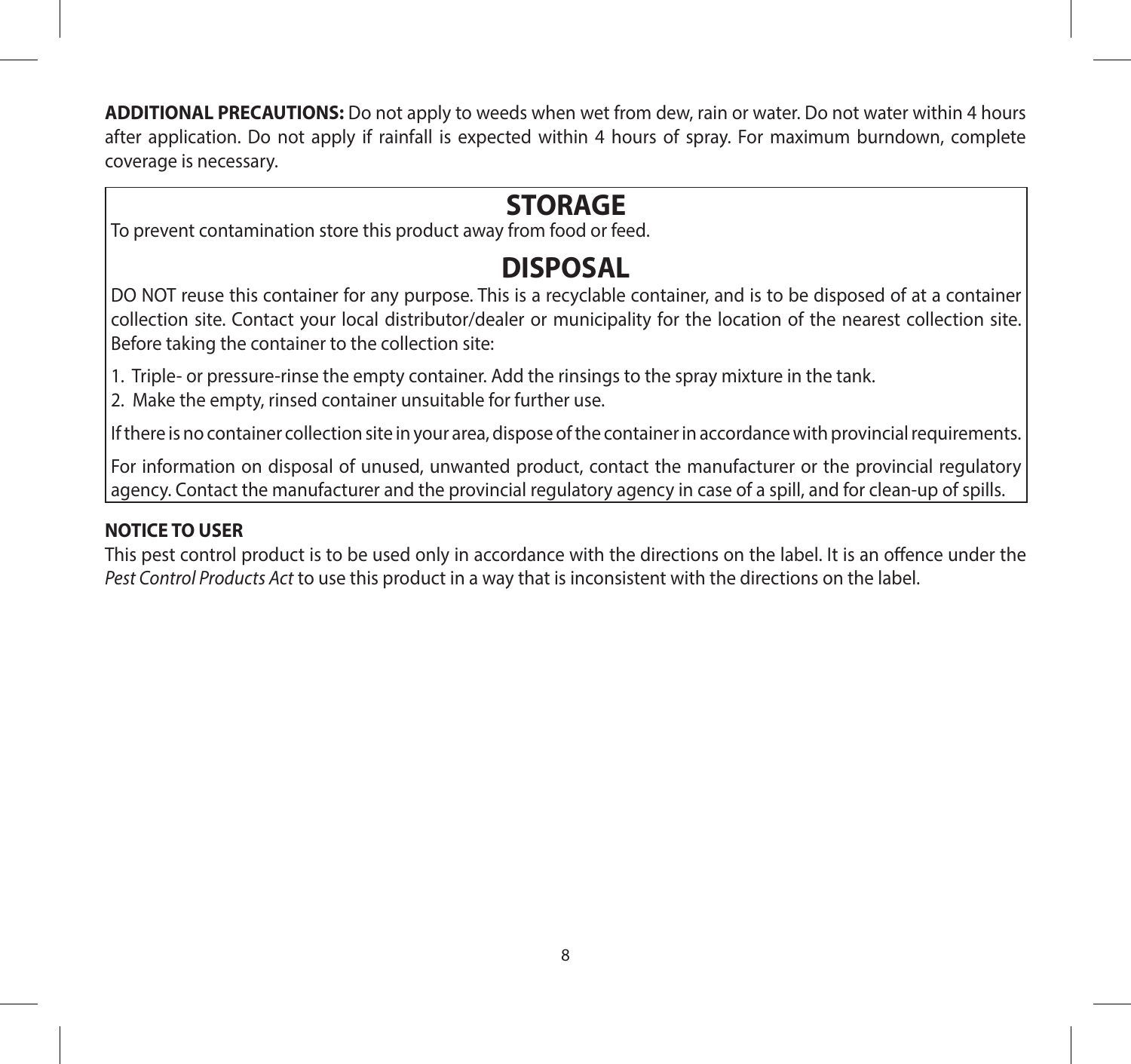**ADDITIONAL PRECAUTIONS:** Do not apply to weeds when wet from dew, rain or water. Do not water within 4 hours after application. Do not apply if rainfall is expected within 4 hours of spray. For maximum burndown, complete coverage is necessary.

## STORAGE

To prevent contamination store this product away from food or feed.

## DISPOSAL

DO NOT reuse this container for any purpose. This is a recyclable container, and is to be disposed of at a container collection site. Contact your local distributor/dealer or municipality for the location of the nearest collection site. Before taking the container to the collection site:

1. Triple- or pressure-rinse the empty container. Add the rinsings to the spray mixture in the tank.
2. Make the empty, rinsed container unsuitable for further use.

If there is no container collection site in your area, dispose of the container in accordance with provincial requirements.

For information on disposal of unused, unwanted product, contact the manufacturer or the provincial regulatory agency. Contact the manufacturer and the provincial regulatory agency in case of a spill, and for clean-up of spills.

**NOTICE TO USER**

This pest control product is to be used only in accordance with the directions on the label. It is an offence under the *Pest Control Products Act* to use this product in a way that is inconsistent with the directions on the label.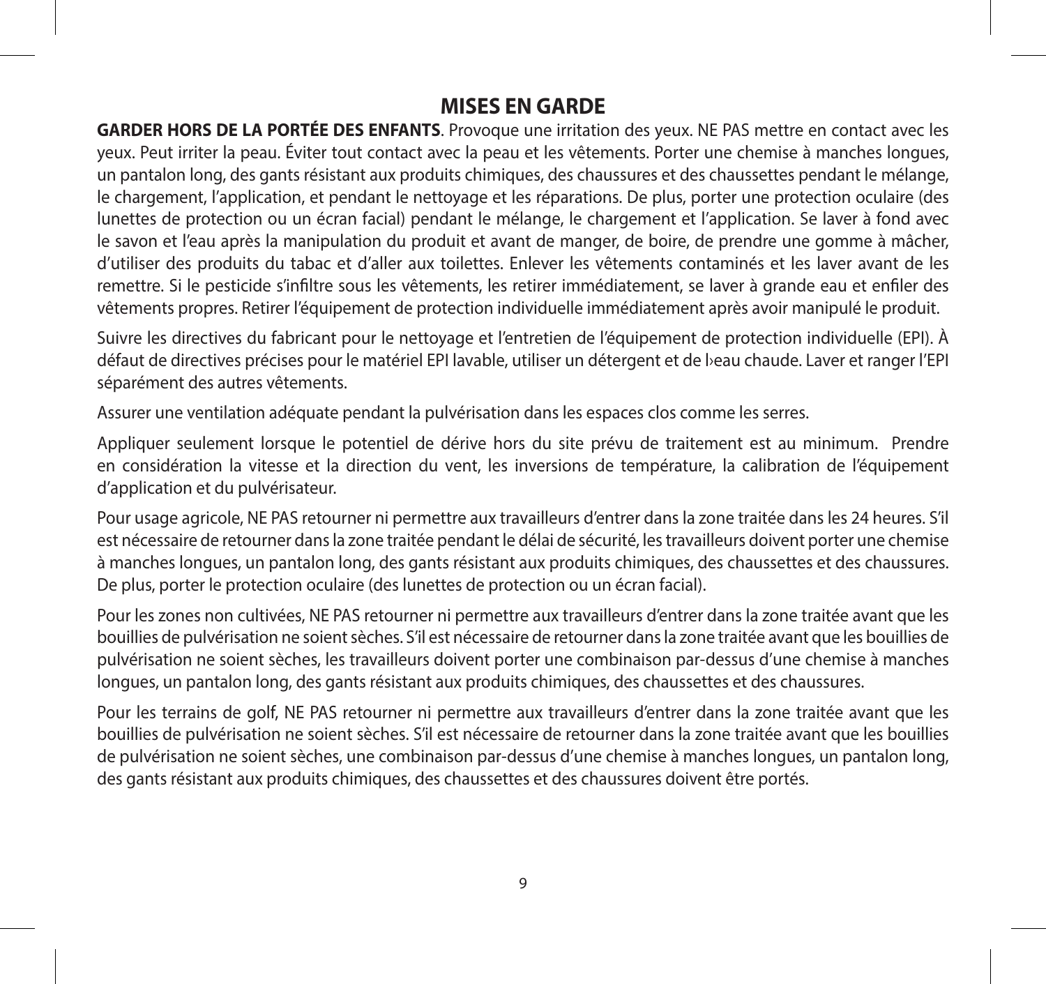# MISES EN GARDE

**GARDER HORS DE LA PORTÉE DES ENFANTS**. Provoque une irritation des yeux. NE PAS mettre en contact avec les yeux. Peut irriter la peau. Éviter tout contact avec la peau et les vêtements. Porter une chemise à manches longues, un pantalon long, des gants résistant aux produits chimiques, des chaussures et des chaussettes pendant le mélange, le chargement, l'application, et pendant le nettoyage et les réparations. De plus, porter une protection oculaire (des lunettes de protection ou un écran facial) pendant le mélange, le chargement et l'application. Se laver à fond avec le savon et l'eau après la manipulation du produit et avant de manger, de boire, de prendre une gomme à mâcher, d'utiliser des produits du tabac et d'aller aux toilettes. Enlever les vêtements contaminés et les laver avant de les remettre. Si le pesticide s'infiltre sous les vêtements, les retirer immédiatement, se laver à grande eau et enfiler des vêtements propres. Retirer l'équipement de protection individuelle immédiatement après avoir manipulé le produit.

Suivre les directives du fabricant pour le nettoyage et l'entretien de l'équipement de protection individuelle (EPI). À défaut de directives précises pour le matériel EPI lavable, utiliser un détergent et de l›eau chaude. Laver et ranger l'EPI séparément des autres vêtements.

Assurer une ventilation adéquate pendant la pulvérisation dans les espaces clos comme les serres.

Appliquer seulement lorsque le potentiel de dérive hors du site prévu de traitement est au minimum. Prendre en considération la vitesse et la direction du vent, les inversions de température, la calibration de l'équipement d'application et du pulvérisateur.

Pour usage agricole, NE PAS retourner ni permettre aux travailleurs d'entrer dans la zone traitée dans les 24 heures. S'il est nécessaire de retourner dans la zone traitée pendant le délai de sécurité, les travailleurs doivent porter une chemise à manches longues, un pantalon long, des gants résistant aux produits chimiques, des chaussettes et des chaussures. De plus, porter le protection oculaire (des lunettes de protection ou un écran facial).

Pour les zones non cultivées, NE PAS retourner ni permettre aux travailleurs d'entrer dans la zone traitée avant que les bouillies de pulvérisation ne soient sèches. S'il est nécessaire de retourner dans la zone traitée avant que les bouillies de pulvérisation ne soient sèches, les travailleurs doivent porter une combinaison par-dessus d'une chemise à manches longues, un pantalon long, des gants résistant aux produits chimiques, des chaussettes et des chaussures.

Pour les terrains de golf, NE PAS retourner ni permettre aux travailleurs d'entrer dans la zone traitée avant que les bouillies de pulvérisation ne soient sèches. S'il est nécessaire de retourner dans la zone traitée avant que les bouillies de pulvérisation ne soient sèches, une combinaison par-dessus d'une chemise à manches longues, un pantalon long, des gants résistant aux produits chimiques, des chaussettes et des chaussures doivent être portés.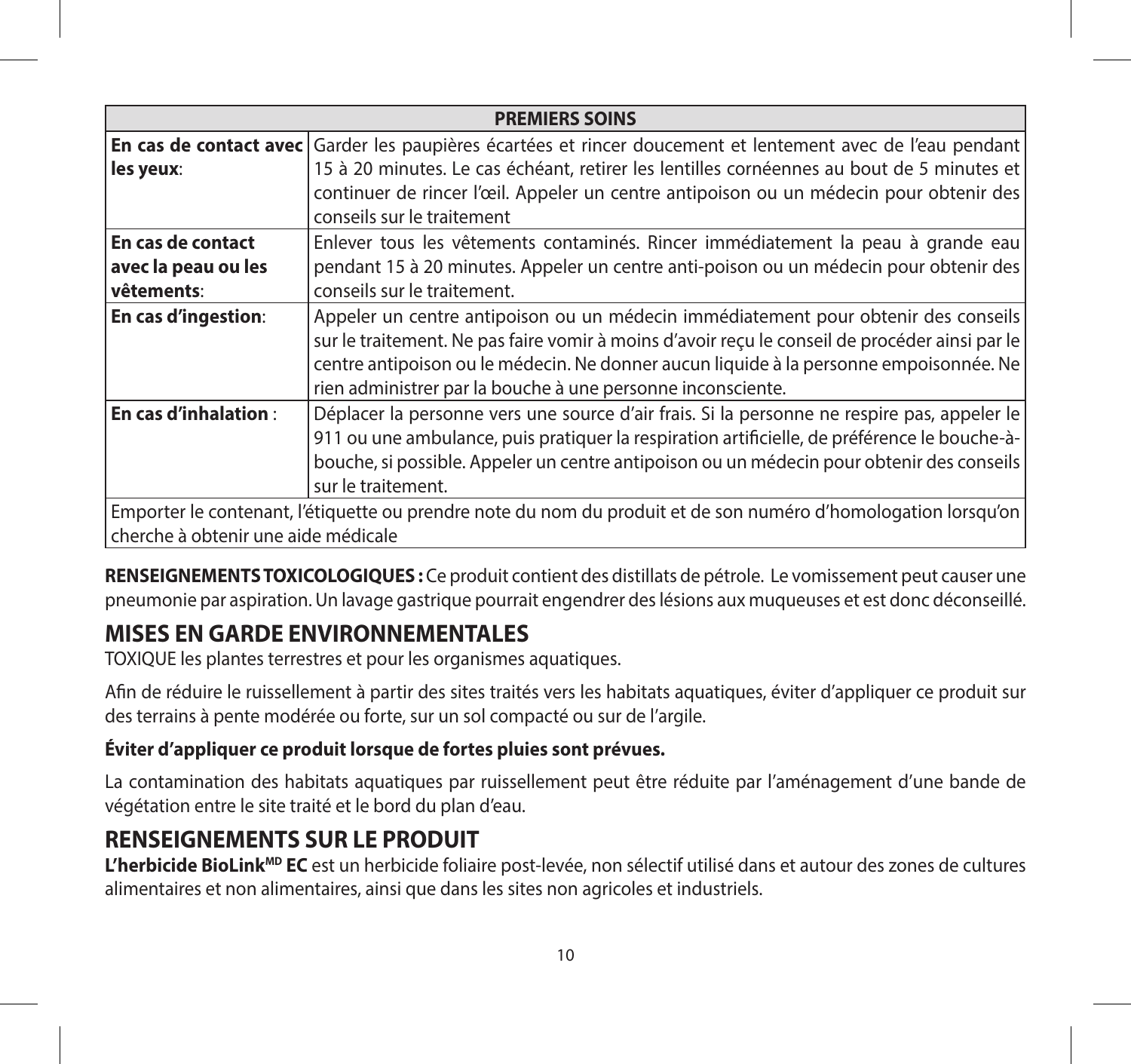| PREMIERS SOINS | |
|---|---|
| **En cas de contact avec les yeux**: | Garder les paupières écartées et rincer doucement et lentement avec de l'eau pendant 15 à 20 minutes. Le cas échéant, retirer les lentilles cornéennes au bout de 5 minutes et continuer de rincer l'œil. Appeler un centre antipoison ou un médecin pour obtenir des conseils sur le traitement |
| **En cas de contact avec la peau ou les vêtements**: | Enlever tous les vêtements contaminés. Rincer immédiatement la peau à grande eau pendant 15 à 20 minutes. Appeler un centre anti-poison ou un médecin pour obtenir des conseils sur le traitement. |
| **En cas d'ingestion**: | Appeler un centre antipoison ou un médecin immédiatement pour obtenir des conseils sur le traitement. Ne pas faire vomir à moins d'avoir reçu le conseil de procéder ainsi par le centre antipoison ou le médecin. Ne donner aucun liquide à la personne empoisonnée. Ne rien administrer par la bouche à une personne inconsciente. |
| **En cas d'inhalation** : | Déplacer la personne vers une source d'air frais. Si la personne ne respire pas, appeler le 911 ou une ambulance, puis pratiquer la respiration artificielle, de préférence le bouche-à-bouche, si possible. Appeler un centre antipoison ou un médecin pour obtenir des conseils sur le traitement. |
| Emporter le contenant, l'étiquette ou prendre note du nom du produit et de son numéro d'homologation lorsqu'on cherche à obtenir une aide médicale | |

**RENSEIGNEMENTS TOXICOLOGIQUES :** Ce produit contient des distillats de pétrole. Le vomissement peut causer une pneumonie par aspiration. Un lavage gastrique pourrait engendrer des lésions aux muqueuses et est donc déconseillé.

## MISES EN GARDE ENVIRONNEMENTALES

TOXIQUE les plantes terrestres et pour les organismes aquatiques.

Afin de réduire le ruissellement à partir des sites traités vers les habitats aquatiques, éviter d'appliquer ce produit sur des terrains à pente modérée ou forte, sur un sol compacté ou sur de l'argile.

**Éviter d'appliquer ce produit lorsque de fortes pluies sont prévues.**

La contamination des habitats aquatiques par ruissellement peut être réduite par l'aménagement d'une bande de végétation entre le site traité et le bord du plan d'eau.

## RENSEIGNEMENTS SUR LE PRODUIT

**L'herbicide BioLink[MD] EC** est un herbicide foliaire post-levée, non sélectif utilisé dans et autour des zones de cultures alimentaires et non alimentaires, ainsi que dans les sites non agricoles et industriels.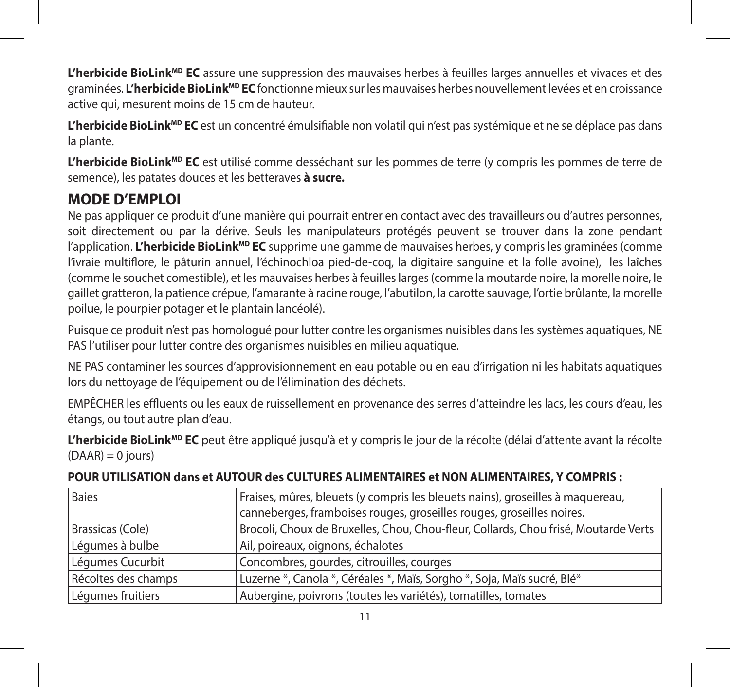**L'herbicide BioLink[MD] EC** assure une suppression des mauvaises herbes à feuilles larges annuelles et vivaces et des graminées. **L'herbicide BioLink[MD] EC** fonctionne mieux sur les mauvaises herbes nouvellement levées et en croissance active qui, mesurent moins de 15 cm de hauteur.

**L'herbicide BioLink[MD] EC** est un concentré émulsifiable non volatil qui n'est pas systémique et ne se déplace pas dans la plante.

**L'herbicide BioLink[MD] EC** est utilisé comme desséchant sur les pommes de terre (y compris les pommes de terre de semence), les patates douces et les betteraves **à sucre.**

## MODE D'EMPLOI

Ne pas appliquer ce produit d'une manière qui pourrait entrer en contact avec des travailleurs ou d'autres personnes, soit directement ou par la dérive. Seuls les manipulateurs protégés peuvent se trouver dans la zone pendant l'application. **L'herbicide BioLink[MD] EC** supprime une gamme de mauvaises herbes, y compris les graminées (comme l'ivraie multiflore, le pâturin annuel, l'échinochloa pied-de-coq, la digitaire sanguine et la folle avoine), les laîches (comme le souchet comestible), et les mauvaises herbes à feuilles larges (comme la moutarde noire, la morelle noire, le gaillet gratteron, la patience crépue, l'amarante à racine rouge, l'abutilon, la carotte sauvage, l'ortie brûlante, la morelle poilue, le pourpier potager et le plantain lancéolé).

Puisque ce produit n'est pas homologué pour lutter contre les organismes nuisibles dans les systèmes aquatiques, NE PAS l'utiliser pour lutter contre des organismes nuisibles en milieu aquatique.

NE PAS contaminer les sources d'approvisionnement en eau potable ou en eau d'irrigation ni les habitats aquatiques lors du nettoyage de l'équipement ou de l'élimination des déchets.

EMPÊCHER les effluents ou les eaux de ruissellement en provenance des serres d'atteindre les lacs, les cours d'eau, les étangs, ou tout autre plan d'eau.

**L'herbicide BioLink[MD] EC** peut être appliqué jusqu'à et y compris le jour de la récolte (délai d'attente avant la récolte (DAAR) = 0 jours)

**POUR UTILISATION dans et AUTOUR des CULTURES ALIMENTAIRES et NON ALIMENTAIRES, Y COMPRIS :**

| | |
|---|---|
| Baies | Fraises, mûres, bleuets (y compris les bleuets nains), groseilles à maquereau, canneberges, framboises rouges, groseilles rouges, groseilles noires. |
| Brassicas (Cole) | Brocoli, Choux de Bruxelles, Chou, Chou-fleur, Collards, Chou frisé, Moutarde Verts |
| Légumes à bulbe | Ail, poireaux, oignons, échalotes |
| Légumes Cucurbit | Concombres, gourdes, citrouilles, courges |
| Récoltes des champs | Luzerne *, Canola *, Céréales *, Maïs, Sorgho *, Soja, Maïs sucré, Blé* |
| Légumes fruitiers | Aubergine, poivrons (toutes les variétés), tomatilles, tomates |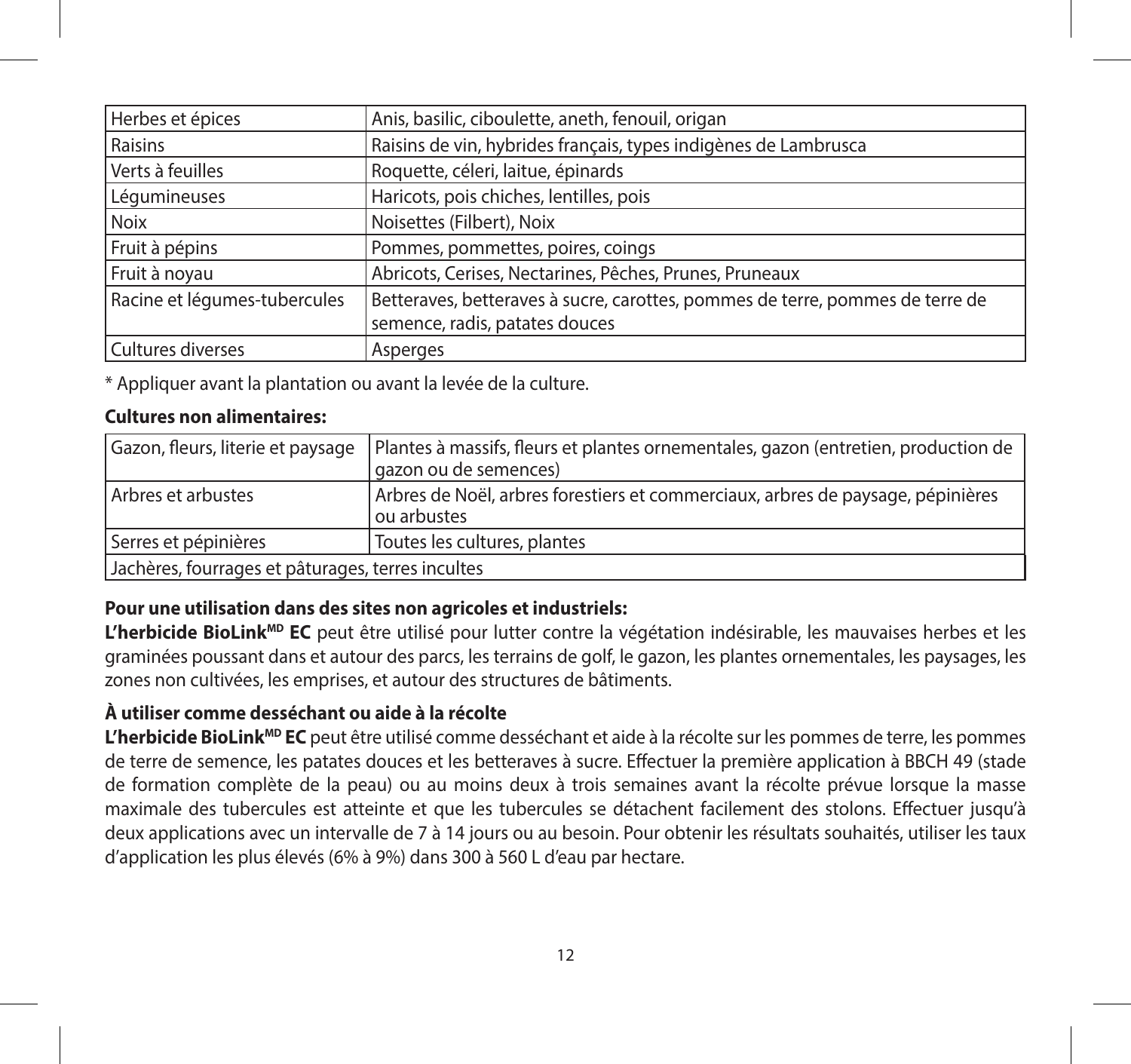| | |
|---|---|
| Herbes et épices | Anis, basilic, ciboulette, aneth, fenouil, origan |
| Raisins | Raisins de vin, hybrides français, types indigènes de Lambrusca |
| Verts à feuilles | Roquette, céleri, laitue, épinards |
| Légumineuses | Haricots, pois chiches, lentilles, pois |
| Noix | Noisettes (Filbert), Noix |
| Fruit à pépins | Pommes, pommettes, poires, coings |
| Fruit à noyau | Abricots, Cerises, Nectarines, Pêches, Prunes, Pruneaux |
| Racine et légumes-tubercules | Betteraves, betteraves à sucre, carottes, pommes de terre, pommes de terre de semence, radis, patates douces |
| Cultures diverses | Asperges |

* Appliquer avant la plantation ou avant la levée de la culture.

**Cultures non alimentaires:**

| | |
|---|---|
| Gazon, fleurs, literie et paysage | Plantes à massifs, fleurs et plantes ornementales, gazon (entretien, production de gazon ou de semences) |
| Arbres et arbustes | Arbres de Noël, arbres forestiers et commerciaux, arbres de paysage, pépinières ou arbustes |
| Serres et pépinières | Toutes les cultures, plantes |
| Jachères, fourrages et pâturages, terres incultes | |

**Pour une utilisation dans des sites non agricoles et industriels:**
**L'herbicide BioLink[MD] EC** peut être utilisé pour lutter contre la végétation indésirable, les mauvaises herbes et les graminées poussant dans et autour des parcs, les terrains de golf, le gazon, les plantes ornementales, les paysages, les zones non cultivées, les emprises, et autour des structures de bâtiments.

**À utiliser comme desséchant ou aide à la récolte**
**L'herbicide BioLink[MD] EC** peut être utilisé comme desséchant et aide à la récolte sur les pommes de terre, les pommes de terre de semence, les patates douces et les betteraves à sucre. Effectuer la première application à BBCH 49 (stade de formation complète de la peau) ou au moins deux à trois semaines avant la récolte prévue lorsque la masse maximale des tubercules est atteinte et que les tubercules se détachent facilement des stolons. Effectuer jusqu'à deux applications avec un intervalle de 7 à 14 jours ou au besoin. Pour obtenir les résultats souhaités, utiliser les taux d'application les plus élevés (6% à 9%) dans 300 à 560 L d'eau par hectare.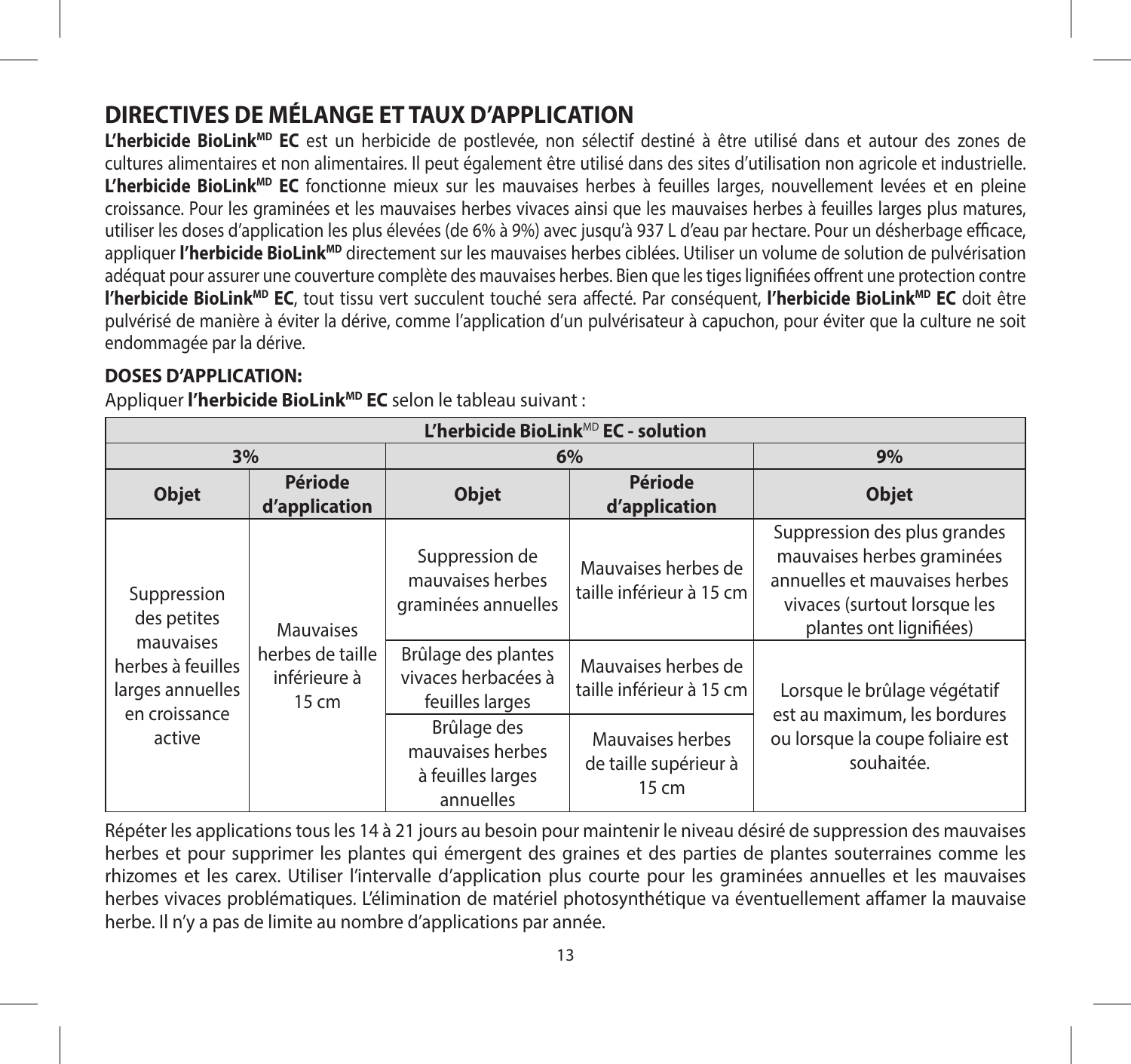# DIRECTIVES DE MÉLANGE ET TAUX D'APPLICATION

**L'herbicide BioLink[MD] EC** est un herbicide de postlevée, non sélectif destiné à être utilisé dans et autour des zones de cultures alimentaires et non alimentaires. Il peut également être utilisé dans des sites d'utilisation non agricole et industrielle. **L'herbicide BioLink[MD] EC** fonctionne mieux sur les mauvaises herbes à feuilles larges, nouvellement levées et en pleine croissance. Pour les graminées et les mauvaises herbes vivaces ainsi que les mauvaises herbes à feuilles larges plus matures, utiliser les doses d'application les plus élevées (de 6% à 9%) avec jusqu'à 937 L d'eau par hectare. Pour un désherbage efficace, appliquer **l'herbicide BioLink[MD]** directement sur les mauvaises herbes ciblées. Utiliser un volume de solution de pulvérisation adéquat pour assurer une couverture complète des mauvaises herbes. Bien que les tiges lignifiées offrent une protection contre **l'herbicide BioLink[MD] EC**, tout tissu vert succulent touché sera affecté. Par conséquent, **l'herbicide BioLink[MD] EC** doit être pulvérisé de manière à éviter la dérive, comme l'application d'un pulvérisateur à capuchon, pour éviter que la culture ne soit endommagée par la dérive.

**DOSES D'APPLICATION:**

Appliquer **l'herbicide BioLink[MD] EC** selon le tableau suivant :

| L'herbicide BioLink[MD] EC - solution | | | | |
|---|---|---|---|---|
| **3%** | | **6%** | | **9%** |
| **Objet** | **Période d'application** | **Objet** | **Période d'application** | **Objet** |
| Suppression des petites mauvaises herbes à feuilles larges annuelles en croissance active | Mauvaises herbes de taille inférieure à 15 cm | Suppression de mauvaises herbes graminées annuelles | Mauvaises herbes de taille inférieur à 15 cm | Suppression des plus grandes mauvaises herbes graminées annuelles et mauvaises herbes vivaces (surtout lorsque les plantes ont lignifiées) |
| | | Brûlage des plantes vivaces herbacées à feuilles larges | Mauvaises herbes de taille inférieur à 15 cm | Lorsque le brûlage végétatif est au maximum, les bordures ou lorsque la coupe foliaire est souhaitée. |
| | | Brûlage des mauvaises herbes à feuilles larges annuelles | Mauvaises herbes de taille supérieur à 15 cm | |

Répéter les applications tous les 14 à 21 jours au besoin pour maintenir le niveau désiré de suppression des mauvaises herbes et pour supprimer les plantes qui émergent des graines et des parties de plantes souterraines comme les rhizomes et les carex. Utiliser l'intervalle d'application plus courte pour les graminées annuelles et les mauvaises herbes vivaces problématiques. L'élimination de matériel photosynthétique va éventuellement affamer la mauvaise herbe. Il n'y a pas de limite au nombre d'applications par année.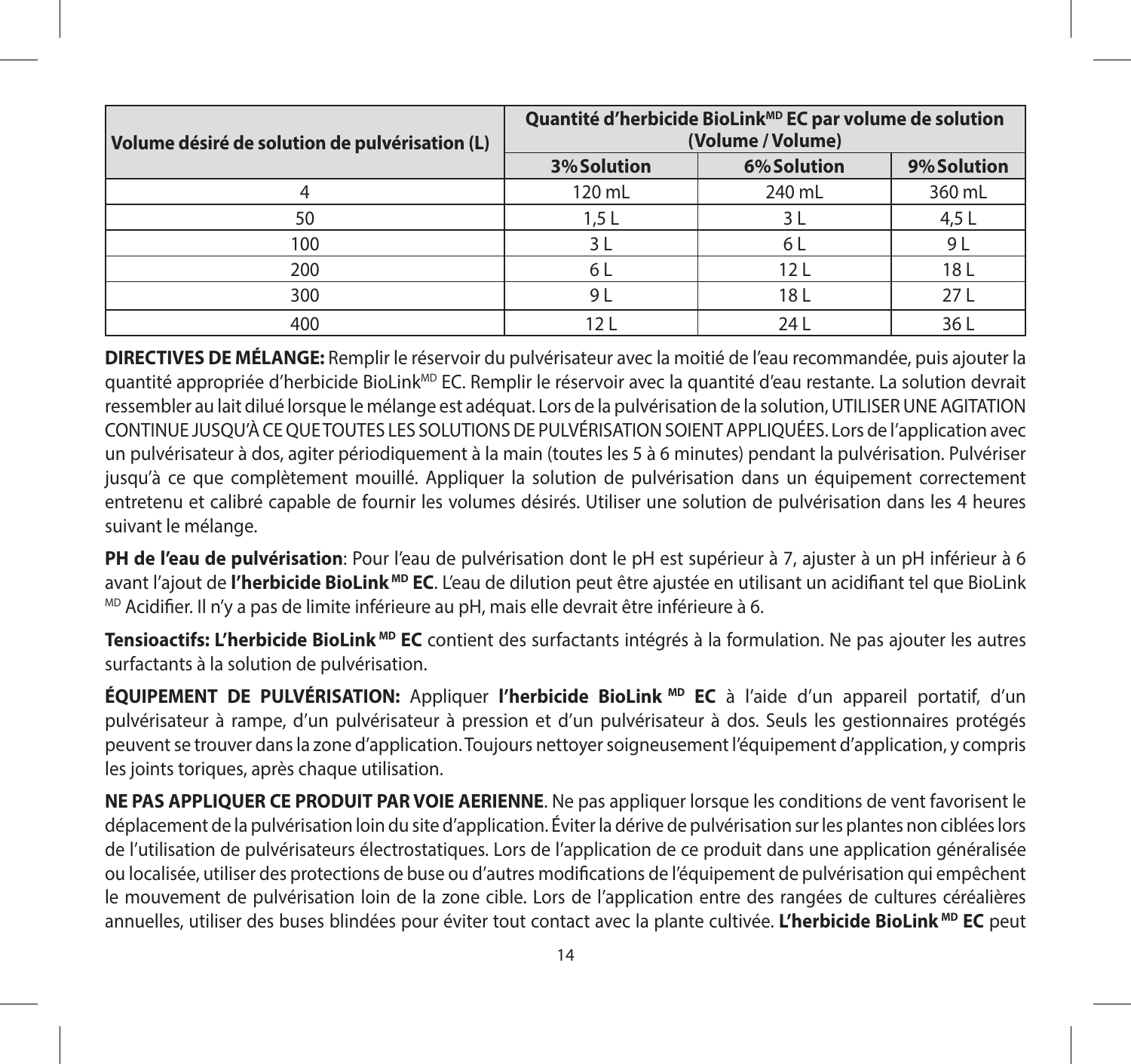| Volume désiré de solution de pulvérisation (L) | Quantité d'herbicide BioLink[MD] EC par volume de solution (Volume / Volume) | | |
|---|---|---|---|
| | 3% Solution | 6% Solution | 9% Solution |
| 4 | 120 mL | 240 mL | 360 mL |
| 50 | 1,5 L | 3 L | 4,5 L |
| 100 | 3 L | 6 L | 9 L |
| 200 | 6 L | 12 L | 18 L |
| 300 | 9 L | 18 L | 27 L |
| 400 | 12 L | 24 L | 36 L |

**DIRECTIVES DE MÉLANGE:** Remplir le réservoir du pulvérisateur avec la moitié de l'eau recommandée, puis ajouter la quantité appropriée d'herbicide BioLink[MD] EC. Remplir le réservoir avec la quantité d'eau restante. La solution devrait ressembler au lait dilué lorsque le mélange est adéquat. Lors de la pulvérisation de la solution, UTILISER UNE AGITATION CONTINUE JUSQU'À CE QUE TOUTES LES SOLUTIONS DE PULVÉRISATION SOIENT APPLIQUÉES. Lors de l'application avec un pulvérisateur à dos, agiter périodiquement à la main (toutes les 5 à 6 minutes) pendant la pulvérisation. Pulvériser jusqu'à ce que complètement mouillé. Appliquer la solution de pulvérisation dans un équipement correctement entretenu et calibré capable de fournir les volumes désirés. Utiliser une solution de pulvérisation dans les 4 heures suivant le mélange.

**PH de l'eau de pulvérisation**: Pour l'eau de pulvérisation dont le pH est supérieur à 7, ajuster à un pH inférieur à 6 avant l'ajout de **l'herbicide BioLink[MD] EC**. L'eau de dilution peut être ajustée en utilisant un acidifiant tel que BioLink[MD] Acidifier. Il n'y a pas de limite inférieure au pH, mais elle devrait être inférieure à 6.

**Tensioactifs: L'herbicide BioLink[MD] EC** contient des surfactants intégrés à la formulation. Ne pas ajouter les autres surfactants à la solution de pulvérisation.

**ÉQUIPEMENT DE PULVÉRISATION:** Appliquer **l'herbicide BioLink[MD] EC** à l'aide d'un appareil portatif, d'un pulvérisateur à rampe, d'un pulvérisateur à pression et d'un pulvérisateur à dos. Seuls les gestionnaires protégés peuvent se trouver dans la zone d'application. Toujours nettoyer soigneusement l'équipement d'application, y compris les joints toriques, après chaque utilisation.

**NE PAS APPLIQUER CE PRODUIT PAR VOIE AERIENNE**. Ne pas appliquer lorsque les conditions de vent favorisent le déplacement de la pulvérisation loin du site d'application. Éviter la dérive de pulvérisation sur les plantes non ciblées lors de l'utilisation de pulvérisateurs électrostatiques. Lors de l'application de ce produit dans une application généralisée ou localisée, utiliser des protections de buse ou d'autres modifications de l'équipement de pulvérisation qui empêchent le mouvement de pulvérisation loin de la zone cible. Lors de l'application entre des rangées de cultures céréalières annuelles, utiliser des buses blindées pour éviter tout contact avec la plante cultivée. **L'herbicide BioLink[MD] EC** peut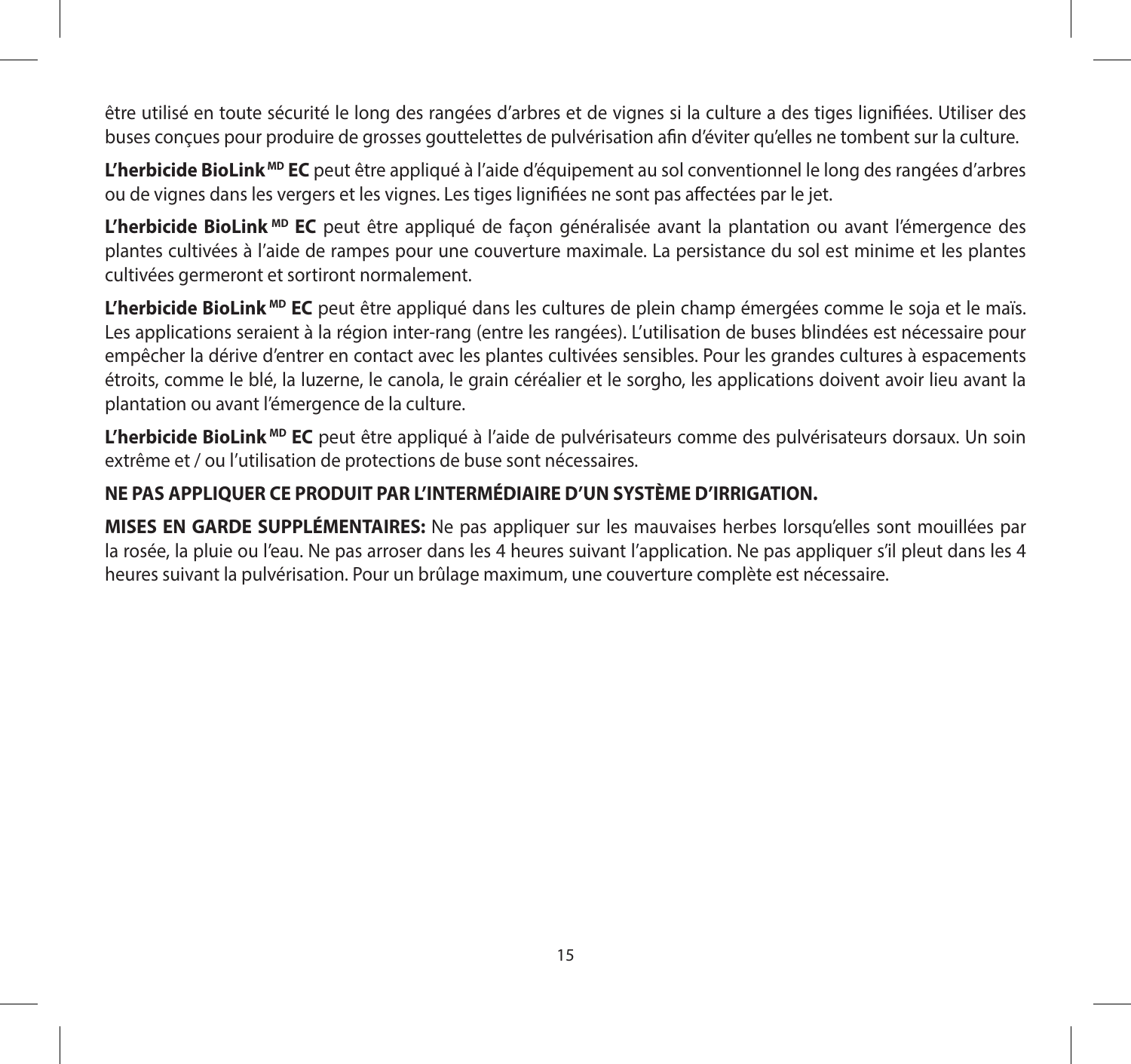être utilisé en toute sécurité le long des rangées d'arbres et de vignes si la culture a des tiges lignifiées. Utiliser des buses conçues pour produire de grosses gouttelettes de pulvérisation afin d'éviter qu'elles ne tombent sur la culture.

**L'herbicide BioLink[MD] EC** peut être appliqué à l'aide d'équipement au sol conventionnel le long des rangées d'arbres ou de vignes dans les vergers et les vignes. Les tiges lignifiées ne sont pas affectées par le jet.

**L'herbicide BioLink[MD] EC** peut être appliqué de façon généralisée avant la plantation ou avant l'émergence des plantes cultivées à l'aide de rampes pour une couverture maximale. La persistance du sol est minime et les plantes cultivées germeront et sortiront normalement.

**L'herbicide BioLink[MD] EC** peut être appliqué dans les cultures de plein champ émergées comme le soja et le maïs. Les applications seraient à la région inter-rang (entre les rangées). L'utilisation de buses blindées est nécessaire pour empêcher la dérive d'entrer en contact avec les plantes cultivées sensibles. Pour les grandes cultures à espacements étroits, comme le blé, la luzerne, le canola, le grain céréalier et le sorgho, les applications doivent avoir lieu avant la plantation ou avant l'émergence de la culture.

**L'herbicide BioLink[MD] EC** peut être appliqué à l'aide de pulvérisateurs comme des pulvérisateurs dorsaux. Un soin extrême et / ou l'utilisation de protections de buse sont nécessaires.

**NE PAS APPLIQUER CE PRODUIT PAR L'INTERMÉDIAIRE D'UN SYSTÈME D'IRRIGATION.**

**MISES EN GARDE SUPPLÉMENTAIRES:** Ne pas appliquer sur les mauvaises herbes lorsqu'elles sont mouillées par la rosée, la pluie ou l'eau. Ne pas arroser dans les 4 heures suivant l'application. Ne pas appliquer s'il pleut dans les 4 heures suivant la pulvérisation. Pour un brûlage maximum, une couverture complète est nécessaire.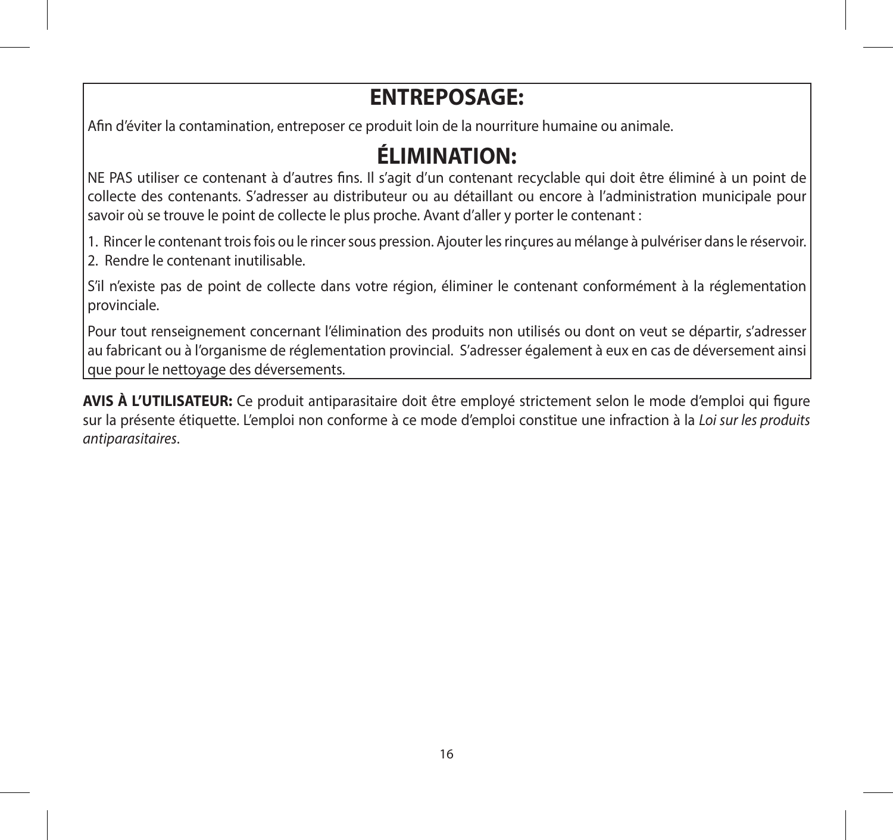## ENTREPOSAGE:

Afin d'éviter la contamination, entreposer ce produit loin de la nourriture humaine ou animale.

## ÉLIMINATION:

NE PAS utiliser ce contenant à d'autres fins. Il s'agit d'un contenant recyclable qui doit être éliminé à un point de collecte des contenants. S'adresser au distributeur ou au détaillant ou encore à l'administration municipale pour savoir où se trouve le point de collecte le plus proche. Avant d'aller y porter le contenant :

1. Rincer le contenant trois fois ou le rincer sous pression. Ajouter les rinçures au mélange à pulvériser dans le réservoir.
2. Rendre le contenant inutilisable.

S'il n'existe pas de point de collecte dans votre région, éliminer le contenant conformément à la réglementation provinciale.

Pour tout renseignement concernant l'élimination des produits non utilisés ou dont on veut se départir, s'adresser au fabricant ou à l'organisme de réglementation provincial. S'adresser également à eux en cas de déversement ainsi que pour le nettoyage des déversements.

**AVIS À L'UTILISATEUR:** Ce produit antiparasitaire doit être employé strictement selon le mode d'emploi qui figure sur la présente étiquette. L'emploi non conforme à ce mode d'emploi constitue une infraction à la *Loi sur les produits antiparasitaires*.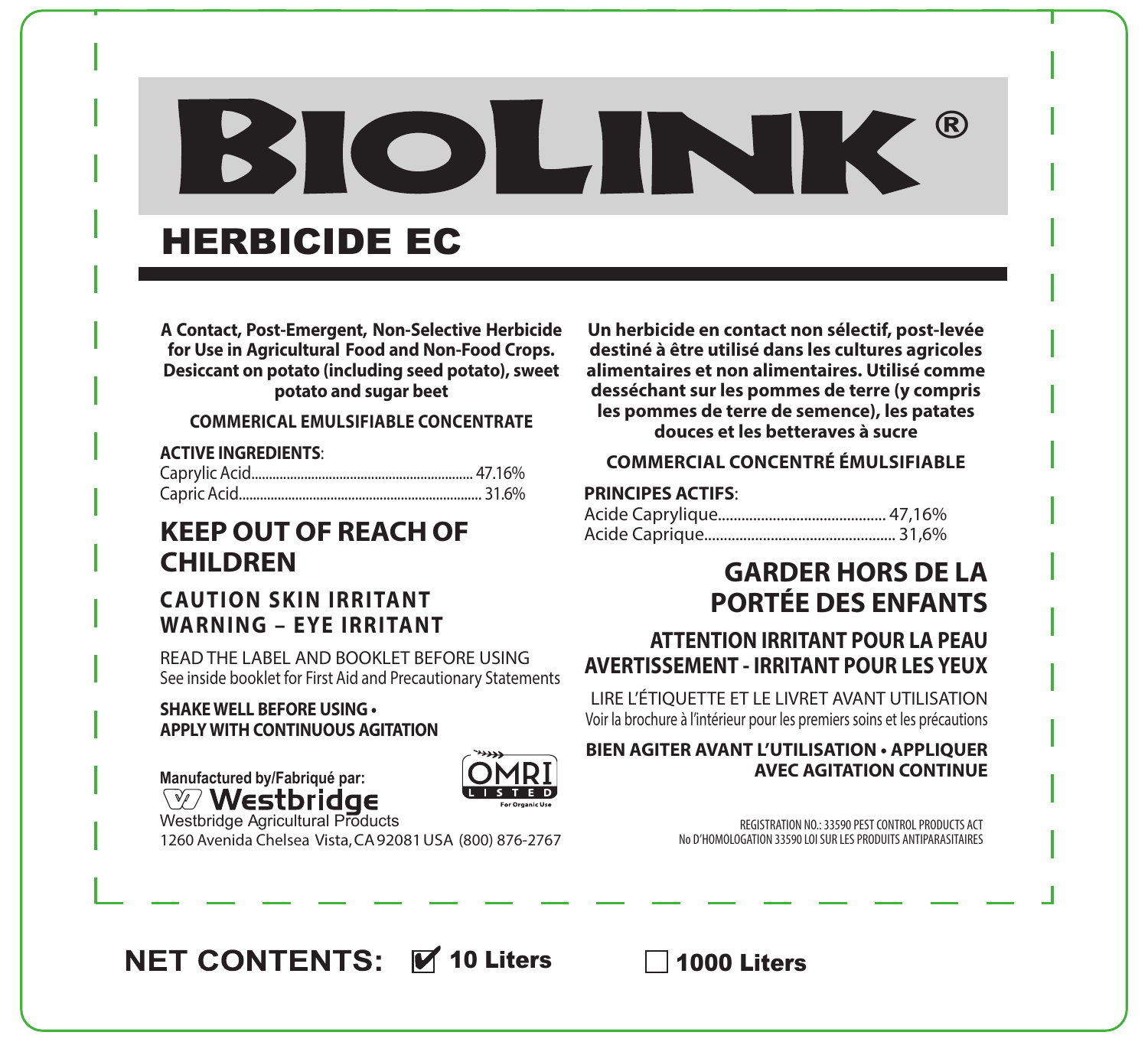# BIOLINK®

## HERBICIDE EC

**A Contact, Post-Emergent, Non-Selective Herbicide for Use in Agricultural Food and Non-Food Crops. Desiccant on potato (including seed potato), sweet potato and sugar beet**

**COMMERICAL EMULSIFIABLE CONCENTRATE**

**ACTIVE INGREDIENTS**:
Caprylic Acid.................................................................. 47.16%
Capric Acid....................................................................... 31.6%

## KEEP OUT OF REACH OF CHILDREN

### CAUTION SKIN IRRITANT
### WARNING – EYE IRRITANT

READ THE LABEL AND BOOKLET BEFORE USING
See inside booklet for First Aid and Precautionary Statements

**SHAKE WELL BEFORE USING • APPLY WITH CONTINUOUS AGITATION**

**Manufactured by/Fabriqué par:**
**Westbridge**
Westbridge Agricultural Products
1260 Avenida Chelsea Vista, CA 92081 USA (800) 876-2767

OMRI LISTED For Organic Use

**Un herbicide en contact non sélectif, post-levée destiné à être utilisé dans les cultures agricoles alimentaires et non alimentaires. Utilisé comme desséchant sur les pommes de terre (y compris les pommes de terre de semence), les patates douces et les betteraves à sucre**

**COMMERCIAL CONCENTRÉ ÉMULSIFIABLE**

**PRINCIPES ACTIFS**:
Acide Caprylique............................................ 47,16%
Acide Caprique................................................. 31,6%

## GARDER HORS DE LA PORTÉE DES ENFANTS

### ATTENTION IRRITANT POUR LA PEAU
### AVERTISSEMENT - IRRITANT POUR LES YEUX

LIRE L'ÉTIQUETTE ET LE LIVRET AVANT UTILISATION
Voir la brochure à l'intérieur pour les premiers soins et les précautions

**BIEN AGITER AVANT L'UTILISATION • APPLIQUER AVEC AGITATION CONTINUE**

REGISTRATION NO.: 33590 PEST CONTROL PRODUCTS ACT
No D'HOMOLOGATION 33590 LOI SUR LES PRODUITS ANTIPARASITAIRES

**NET CONTENTS:** ☑ **10 Liters** ☐ **1000 Liters**